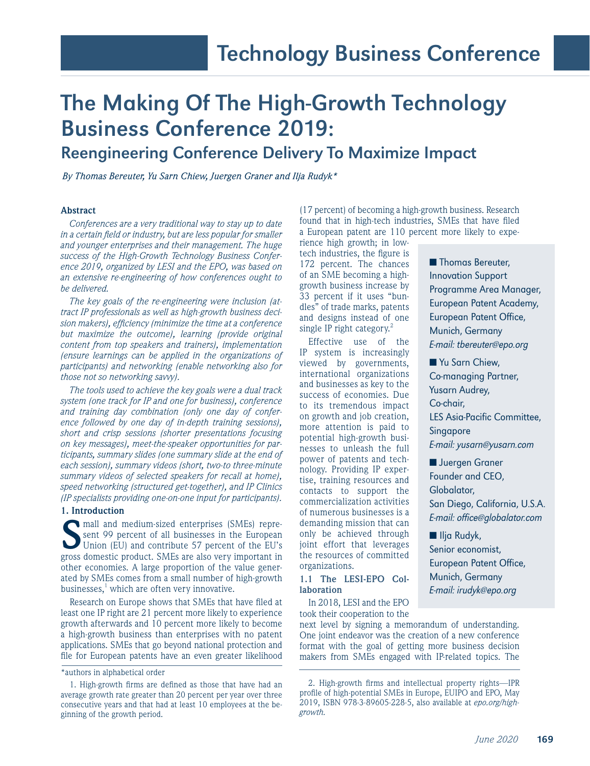# The Making Of The High-Growth Technology Business Conference 2019:

## Reengineering Conference Delivery To Maximize Impact

*By Thomas Bereuter, Yu Sarn Chiew, Juergen Graner and Ilja Rudyk**

### Abstract

*Conferences are a very traditional way to stay up to date in a certain field or industry, but are less popular for smaller and younger enterprises and their management. The huge success of the High-Growth Technology Business Conference 2019, organized by LESI and the EPO, was based on an extensive re-engineering of how conferences ought to be delivered.*

*The key goals of the re-engineering were inclusion (attract IP professionals as well as high-growth business decision makers), efficiency (minimize the time at a conference but maximize the outcome), learning (provide original content from top speakers and trainers), implementation (ensure learnings can be applied in the organizations of participants) and networking (enable networking also for those not so networking savvy).*

*The tools used to achieve the key goals were a dual track system (one track for IP and one for business), conference and training day combination (only one day of conference followed by one day of in-depth training sessions), short and crisp sessions (shorter presentations focusing on key messages), meet-the-speaker opportunities for participants, summary slides (one summary slide at the end of each session), summary videos (short, two-to three-minute summary videos of selected speakers for recall at home), speed networking (structured get-together), and IP Clinics (IP specialists providing one-on-one input for participants).*

### 1. Introduction

Small and medium-sized enterprises (SMEs) represent 99 percent of all businesses in the European Union (EU) and contribute 57 percent of the EU's gross domestic product. SMEs are also very important in other economies. A large proportion of the value generated by SMEs comes from a small number of high-growth businesses,[1] which are often very innovative.

Research on Europe shows that SMEs that have filed at least one IP right are 21 percent more likely to experience growth afterwards and 10 percent more likely to become a high-growth business than enterprises with no patent applications. SMEs that go beyond national protection and file for European patents have an even greater likelihood (17 percent) of becoming a high-growth business. Research found that in high-tech industries, SMEs that have filed a European patent are 110 percent more likely to experience high growth; in low-tech industries, the figure is 172 percent. The chances of an SME becoming a high-growth business increase by 33 percent if it uses "bundles" of trade marks, patents and designs instead of one single IP right category.[2]

Effective use of the IP system is increasingly viewed by governments, international organizations and businesses as key to the success of economies. Due to its tremendous impact on growth and job creation, more attention is paid to potential high-growth businesses to unleash the full power of patents and technology. Providing IP expertise, training resources and contacts to support the commercialization activities of numerous businesses is a demanding mission that can only be achieved through joint effort that leverages the resources of committed organizations.

#### 1.1 The LESI-EPO Collaboration

In 2018, LESI and the EPO took their cooperation to the next level by signing a memorandum of understanding. One joint endeavor was the creation of a new conference format with the goal of getting more business decision makers from SMEs engaged with IP-related topics. The

■ Thomas Bereuter,
Innovation Support Programme Area Manager,
European Patent Academy,
European Patent Office,
Munich, Germany
*E-mail: tbereuter@epo.org*

■ Yu Sarn Chiew,
Co-managing Partner,
Yusarn Audrey,
Co-chair,
LES Asia-Pacific Committee,
Singapore
*E-mail: yusarn@yusarn.com*

■ Juergen Graner
Founder and CEO,
Globalator,
San Diego, California, U.S.A.
*E-mail: office@globalator.com*

■ Ilja Rudyk,
Senior economist,
European Patent Office,
Munich, Germany
*E-mail: irudyk@epo.org*

*authors in alphabetical order

1. High-growth firms are defined as those that have had an average growth rate greater than 20 percent per year over three consecutive years and that had at least 10 employees at the beginning of the growth period.

2. High-growth firms and intellectual property rights—IPR profile of high-potential SMEs in Europe, EUIPO and EPO, May 2019, ISBN 978-3-89605-228-5, also available at *epo.org/high-growth.*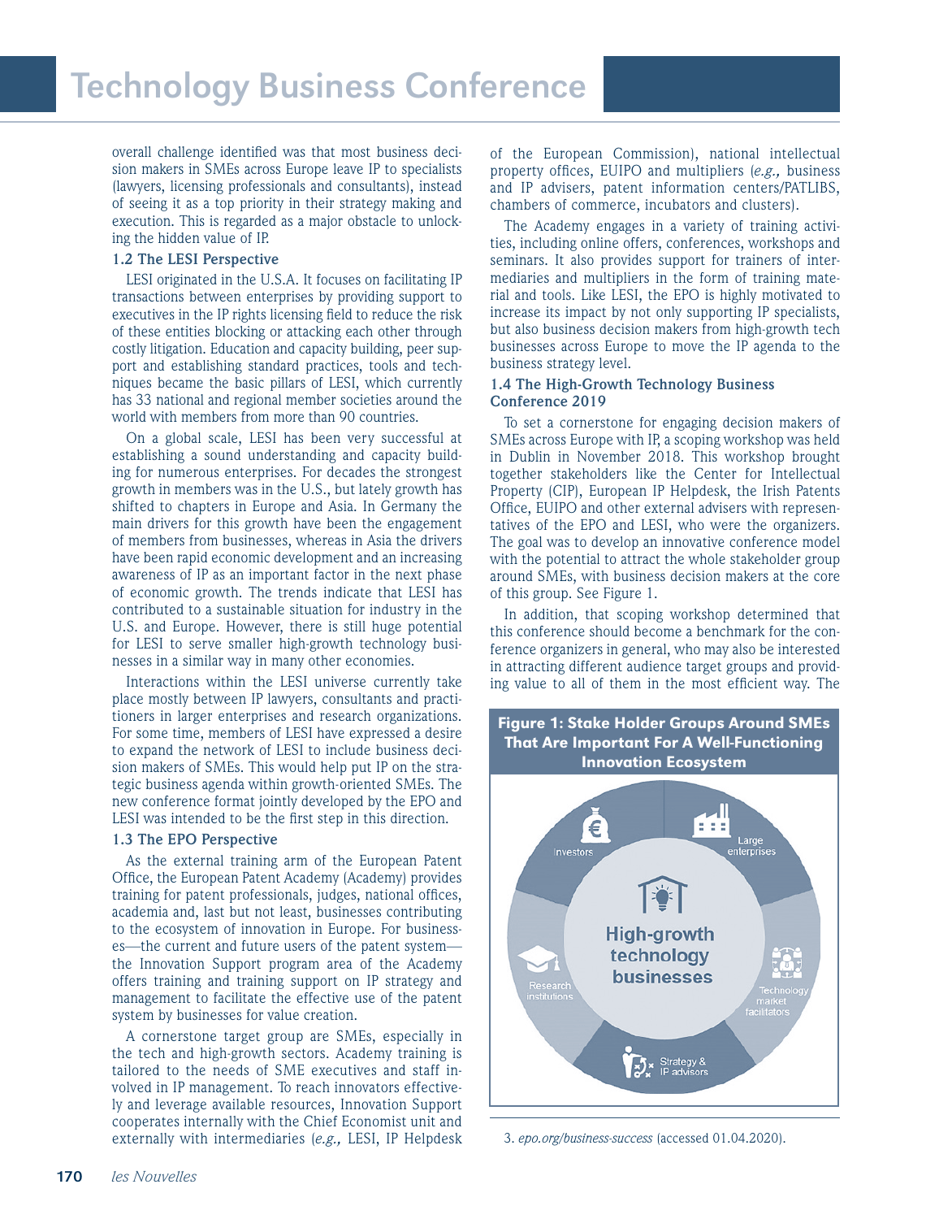overall challenge identified was that most business decision makers in SMEs across Europe leave IP to specialists (lawyers, licensing professionals and consultants), instead of seeing it as a top priority in their strategy making and execution. This is regarded as a major obstacle to unlocking the hidden value of IP.

### 1.2 The LESI Perspective

LESI originated in the U.S.A. It focuses on facilitating IP transactions between enterprises by providing support to executives in the IP rights licensing field to reduce the risk of these entities blocking or attacking each other through costly litigation. Education and capacity building, peer support and establishing standard practices, tools and techniques became the basic pillars of LESI, which currently has 33 national and regional member societies around the world with members from more than 90 countries.

On a global scale, LESI has been very successful at establishing a sound understanding and capacity building for numerous enterprises. For decades the strongest growth in members was in the U.S., but lately growth has shifted to chapters in Europe and Asia. In Germany the main drivers for this growth have been the engagement of members from businesses, whereas in Asia the drivers have been rapid economic development and an increasing awareness of IP as an important factor in the next phase of economic growth. The trends indicate that LESI has contributed to a sustainable situation for industry in the U.S. and Europe. However, there is still huge potential for LESI to serve smaller high-growth technology businesses in a similar way in many other economies.

Interactions within the LESI universe currently take place mostly between IP lawyers, consultants and practitioners in larger enterprises and research organizations. For some time, members of LESI have expressed a desire to expand the network of LESI to include business decision makers of SMEs. This would help put IP on the strategic business agenda within growth-oriented SMEs. The new conference format jointly developed by the EPO and LESI was intended to be the first step in this direction.

### 1.3 The EPO Perspective

As the external training arm of the European Patent Office, the European Patent Academy (Academy) provides training for patent professionals, judges, national offices, academia and, last but not least, businesses contributing to the ecosystem of innovation in Europe. For businesses—the current and future users of the patent system—the Innovation Support program area of the Academy offers training and training support on IP strategy and management to facilitate the effective use of the patent system by businesses for value creation.

A cornerstone target group are SMEs, especially in the tech and high-growth sectors. Academy training is tailored to the needs of SME executives and staff involved in IP management. To reach innovators effectively and leverage available resources, Innovation Support cooperates internally with the Chief Economist unit and externally with intermediaries (*e.g.,* LESI, IP Helpdesk of the European Commission), national intellectual property offices, EUIPO and multipliers (*e.g.,* business and IP advisers, patent information centers/PATLIBS, chambers of commerce, incubators and clusters).

The Academy engages in a variety of training activities, including online offers, conferences, workshops and seminars. It also provides support for trainers of intermediaries and multipliers in the form of training material and tools. Like LESI, the EPO is highly motivated to increase its impact by not only supporting IP specialists, but also business decision makers from high-growth tech businesses across Europe to move the IP agenda to the business strategy level.

### 1.4 The High-Growth Technology Business Conference 2019

To set a cornerstone for engaging decision makers of SMEs across Europe with IP, a scoping workshop was held in Dublin in November 2018. This workshop brought together stakeholders like the Center for Intellectual Property (CIP), European IP Helpdesk, the Irish Patents Office, EUIPO and other external advisers with representatives of the EPO and LESI, who were the organizers. The goal was to develop an innovative conference model with the potential to attract the whole stakeholder group around SMEs, with business decision makers at the core of this group. See Figure 1.

In addition, that scoping workshop determined that this conference should become a benchmark for the conference organizers in general, who may also be interested in attracting different audience target groups and providing value to all of them in the most efficient way. The

**Figure 1: Stake Holder Groups Around SMEs That Are Important For A Well-Functioning Innovation Ecosystem**

High-growth technology businesses; Investors; Large enterprises; Technology market facilitators; Strategy & IP advisors; Research institutions

3. *epo.org/business-success* (accessed 01.04.2020).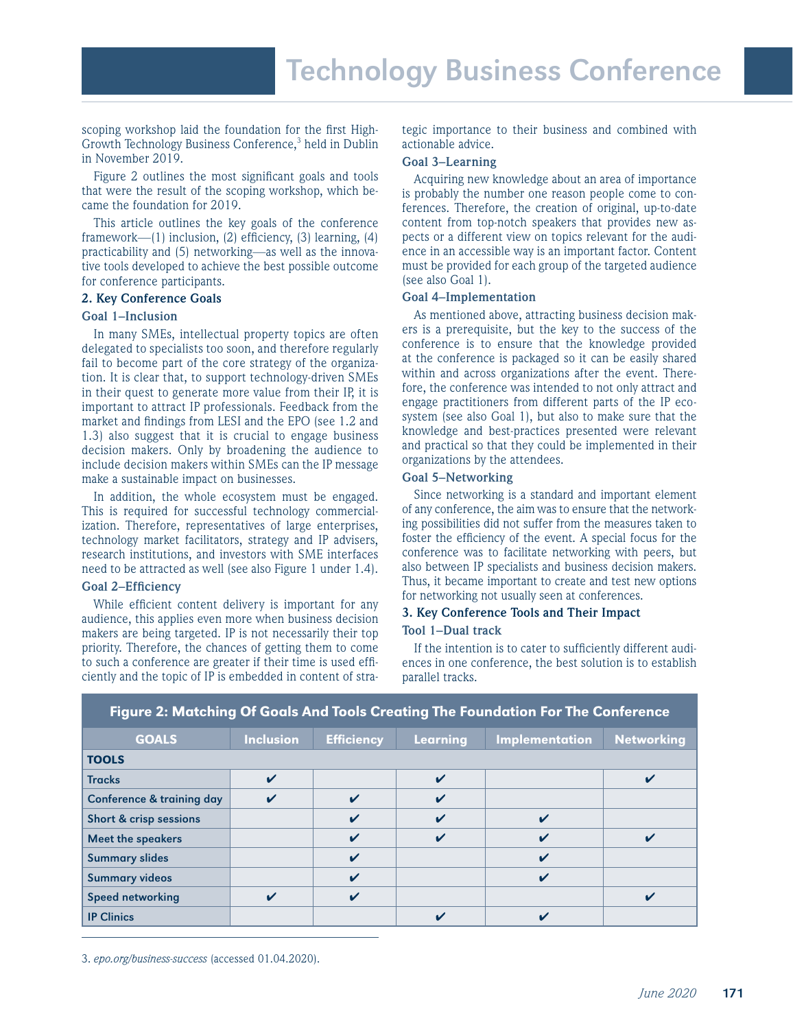scoping workshop laid the foundation for the first High-Growth Technology Business Conference,[3] held in Dublin in November 2019.

Figure 2 outlines the most significant goals and tools that were the result of the scoping workshop, which became the foundation for 2019.

This article outlines the key goals of the conference framework—(1) inclusion, (2) efficiency, (3) learning, (4) practicability and (5) networking—as well as the innovative tools developed to achieve the best possible outcome for conference participants.

## 2. Key Conference Goals

### Goal 1–Inclusion

In many SMEs, intellectual property topics are often delegated to specialists too soon, and therefore regularly fail to become part of the core strategy of the organization. It is clear that, to support technology-driven SMEs in their quest to generate more value from their IP, it is important to attract IP professionals. Feedback from the market and findings from LESI and the EPO (see 1.2 and 1.3) also suggest that it is crucial to engage business decision makers. Only by broadening the audience to include decision makers within SMEs can the IP message make a sustainable impact on businesses.

In addition, the whole ecosystem must be engaged. This is required for successful technology commercialization. Therefore, representatives of large enterprises, technology market facilitators, strategy and IP advisers, research institutions, and investors with SME interfaces need to be attracted as well (see also Figure 1 under 1.4).

### Goal 2–Efficiency

While efficient content delivery is important for any audience, this applies even more when business decision makers are being targeted. IP is not necessarily their top priority. Therefore, the chances of getting them to come to such a conference are greater if their time is used efficiently and the topic of IP is embedded in content of strategic importance to their business and combined with actionable advice.

### Goal 3–Learning

Acquiring new knowledge about an area of importance is probably the number one reason people come to conferences. Therefore, the creation of original, up-to-date content from top-notch speakers that provides new aspects or a different view on topics relevant for the audience in an accessible way is an important factor. Content must be provided for each group of the targeted audience (see also Goal 1).

### Goal 4–Implementation

As mentioned above, attracting business decision makers is a prerequisite, but the key to the success of the conference is to ensure that the knowledge provided at the conference is packaged so it can be easily shared within and across organizations after the event. Therefore, the conference was intended to not only attract and engage practitioners from different parts of the IP ecosystem (see also Goal 1), but also to make sure that the knowledge and best-practices presented were relevant and practical so that they could be implemented in their organizations by the attendees.

### Goal 5–Networking

Since networking is a standard and important element of any conference, the aim was to ensure that the networking possibilities did not suffer from the measures taken to foster the efficiency of the event. A special focus for the conference was to facilitate networking with peers, but also between IP specialists and business decision makers. Thus, it became important to create and test new options for networking not usually seen at conferences.

## 3. Key Conference Tools and Their Impact

### Tool 1–Dual track

If the intention is to cater to sufficiently different audiences in one conference, the best solution is to establish parallel tracks.

**Figure 2: Matching Of Goals And Tools Creating The Foundation For The Conference**

| GOALS | Inclusion | Efficiency | Learning | Implementation | Networking |
|---|---|---|---|---|---|
| **TOOLS** | | | | | |
| Tracks | ✔ | | ✔ | | ✔ |
| Conference & training day | ✔ | ✔ | ✔ | | |
| Short & crisp sessions | | ✔ | ✔ | ✔ | |
| Meet the speakers | | ✔ | ✔ | ✔ | ✔ |
| Summary slides | | ✔ | | ✔ | |
| Summary videos | | ✔ | | ✔ | |
| Speed networking | ✔ | ✔ | | | ✔ |
| IP Clinics | | | ✔ | ✔ | |

3. *epo.org/business-success* (accessed 01.04.2020).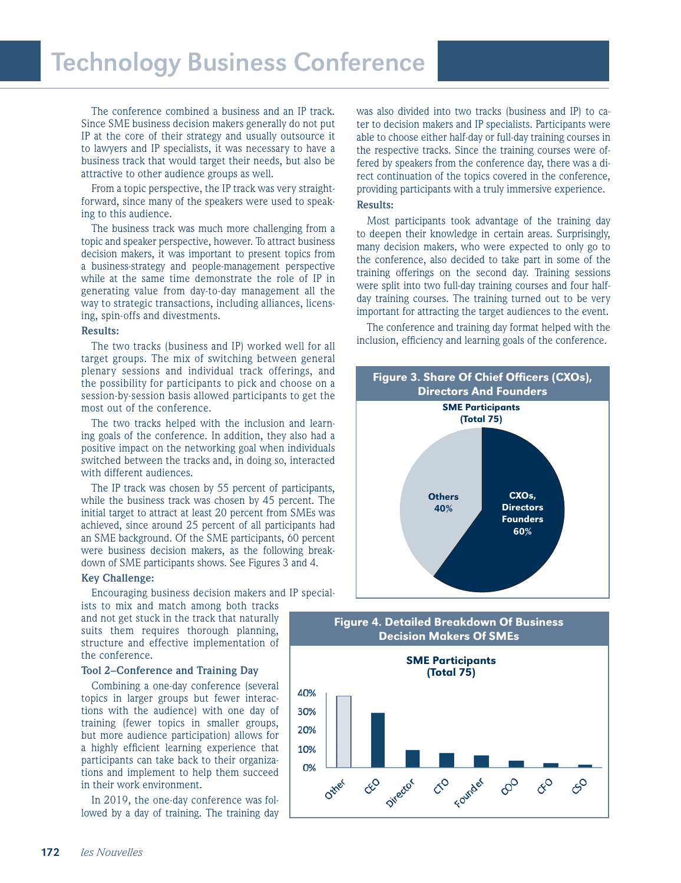The conference combined a business and an IP track. Since SME business decision makers generally do not put IP at the core of their strategy and usually outsource it to lawyers and IP specialists, it was necessary to have a business track that would target their needs, but also be attractive to other audience groups as well.

From a topic perspective, the IP track was very straightforward, since many of the speakers were used to speaking to this audience.

The business track was much more challenging from a topic and speaker perspective, however. To attract business decision makers, it was important to present topics from a business-strategy and people-management perspective while at the same time demonstrate the role of IP in generating value from day-to-day management all the way to strategic transactions, including alliances, licensing, spin-offs and divestments.

**Results:**

The two tracks (business and IP) worked well for all target groups. The mix of switching between general plenary sessions and individual track offerings, and the possibility for participants to pick and choose on a session-by-session basis allowed participants to get the most out of the conference.

The two tracks helped with the inclusion and learning goals of the conference. In addition, they also had a positive impact on the networking goal when individuals switched between the tracks and, in doing so, interacted with different audiences.

The IP track was chosen by 55 percent of participants, while the business track was chosen by 45 percent. The initial target to attract at least 20 percent from SMEs was achieved, since around 25 percent of all participants had an SME background. Of the SME participants, 60 percent were business decision makers, as the following breakdown of SME participants shows. See Figures 3 and 4.

**Key Challenge:**

Encouraging business decision makers and IP specialists to mix and match among both tracks and not get stuck in the track that naturally suits them requires thorough planning, structure and effective implementation of the conference.

**Tool 2–Conference and Training Day**

Combining a one-day conference (several topics in larger groups but fewer interactions with the audience) with one day of training (fewer topics in smaller groups, but more audience participation) allows for a highly efficient learning experience that participants can take back to their organizations and implement to help them succeed in their work environment.

In 2019, the one-day conference was followed by a day of training. The training day was also divided into two tracks (business and IP) to cater to decision makers and IP specialists. Participants were able to choose either half-day or full-day training courses in the respective tracks. Since the training courses were offered by speakers from the conference day, there was a direct continuation of the topics covered in the conference, providing participants with a truly immersive experience.

**Results:**

Most participants took advantage of the training day to deepen their knowledge in certain areas. Surprisingly, many decision makers, who were expected to only go to the conference, also decided to take part in some of the training offerings on the second day. Training sessions were split into two full-day training courses and four half-day training courses. The training turned out to be very important for attracting the target audiences to the event.

The conference and training day format helped with the inclusion, efficiency and learning goals of the conference.

**Figure 3. Share Of Chief Officers (CXOs), Directors And Founders**

SME Participants (Total 75)

| Category | Share |
|---|---|
| CXOs, Directors, Founders | 60% |
| Others | 40% |

**Figure 4. Detailed Breakdown Of Business Decision Makers Of SMEs**

SME Participants (Total 75)

Categories: Other, CEO, Director, CTO, Founder, COO, CFO, CSO (y-axis 0%–40%)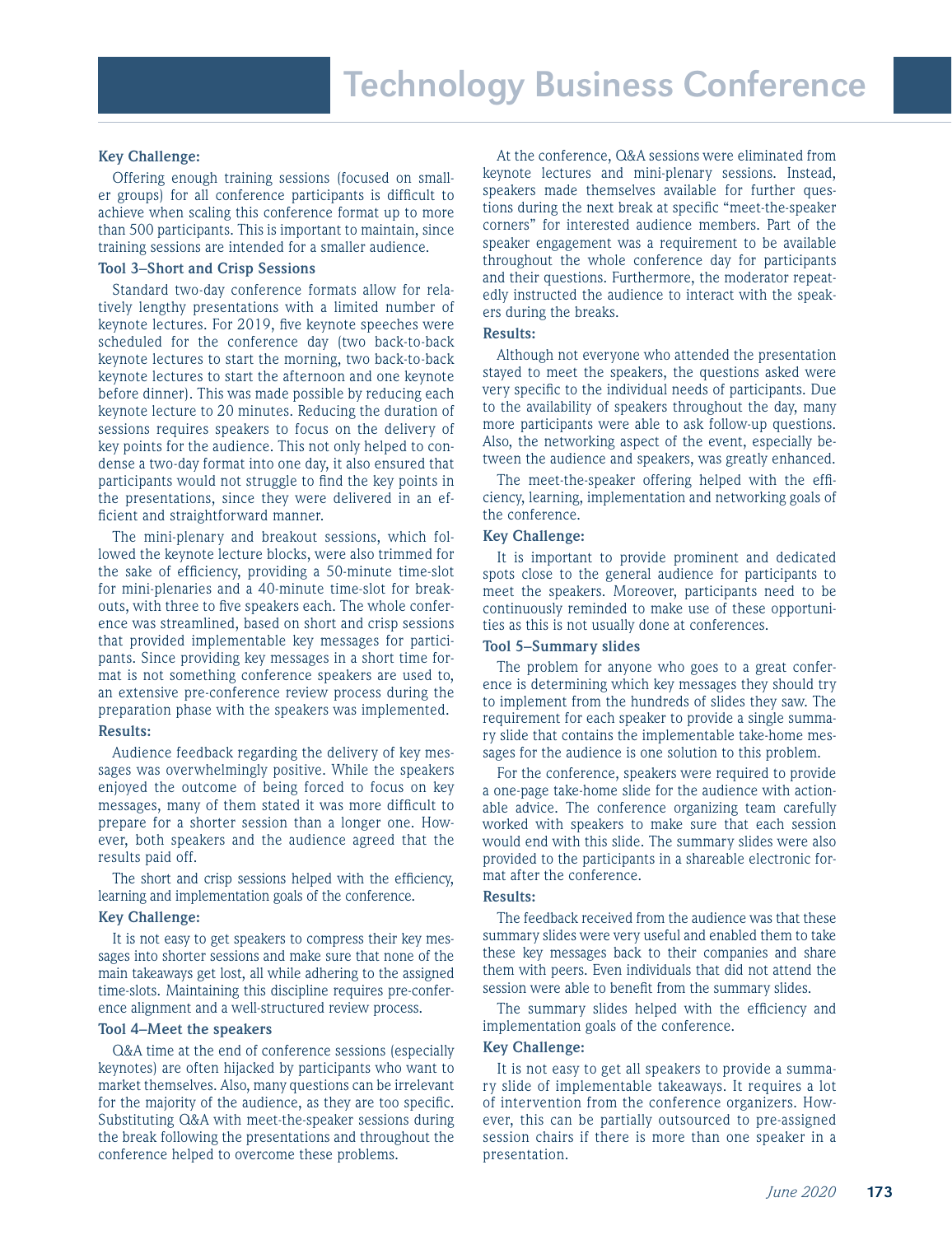**Key Challenge:**

Offering enough training sessions (focused on smaller groups) for all conference participants is difficult to achieve when scaling this conference format up to more than 500 participants. This is important to maintain, since training sessions are intended for a smaller audience.

**Tool 3–Short and Crisp Sessions**

Standard two-day conference formats allow for relatively lengthy presentations with a limited number of keynote lectures. For 2019, five keynote speeches were scheduled for the conference day (two back-to-back keynote lectures to start the morning, two back-to-back keynote lectures to start the afternoon and one keynote before dinner). This was made possible by reducing each keynote lecture to 20 minutes. Reducing the duration of sessions requires speakers to focus on the delivery of key points for the audience. This not only helped to condense a two-day format into one day, it also ensured that participants would not struggle to find the key points in the presentations, since they were delivered in an efficient and straightforward manner.

The mini-plenary and breakout sessions, which followed the keynote lecture blocks, were also trimmed for the sake of efficiency, providing a 50-minute time-slot for mini-plenaries and a 40-minute time-slot for breakouts, with three to five speakers each. The whole conference was streamlined, based on short and crisp sessions that provided implementable key messages for participants. Since providing key messages in a short time format is not something conference speakers are used to, an extensive pre-conference review process during the preparation phase with the speakers was implemented.

**Results:**

Audience feedback regarding the delivery of key messages was overwhelmingly positive. While the speakers enjoyed the outcome of being forced to focus on key messages, many of them stated it was more difficult to prepare for a shorter session than a longer one. However, both speakers and the audience agreed that the results paid off.

The short and crisp sessions helped with the efficiency, learning and implementation goals of the conference.

**Key Challenge:**

It is not easy to get speakers to compress their key messages into shorter sessions and make sure that none of the main takeaways get lost, all while adhering to the assigned time-slots. Maintaining this discipline requires pre-conference alignment and a well-structured review process.

**Tool 4–Meet the speakers**

Q&A time at the end of conference sessions (especially keynotes) are often hijacked by participants who want to market themselves. Also, many questions can be irrelevant for the majority of the audience, as they are too specific. Substituting Q&A with meet-the-speaker sessions during the break following the presentations and throughout the conference helped to overcome these problems.

At the conference, Q&A sessions were eliminated from keynote lectures and mini-plenary sessions. Instead, speakers made themselves available for further questions during the next break at specific "meet-the-speaker corners" for interested audience members. Part of the speaker engagement was a requirement to be available throughout the whole conference day for participants and their questions. Furthermore, the moderator repeatedly instructed the audience to interact with the speakers during the breaks.

**Results:**

Although not everyone who attended the presentation stayed to meet the speakers, the questions asked were very specific to the individual needs of participants. Due to the availability of speakers throughout the day, many more participants were able to ask follow-up questions. Also, the networking aspect of the event, especially between the audience and speakers, was greatly enhanced.

The meet-the-speaker offering helped with the efficiency, learning, implementation and networking goals of the conference.

**Key Challenge:**

It is important to provide prominent and dedicated spots close to the general audience for participants to meet the speakers. Moreover, participants need to be continuously reminded to make use of these opportunities as this is not usually done at conferences.

**Tool 5–Summary slides**

The problem for anyone who goes to a great conference is determining which key messages they should try to implement from the hundreds of slides they saw. The requirement for each speaker to provide a single summary slide that contains the implementable take-home messages for the audience is one solution to this problem.

For the conference, speakers were required to provide a one-page take-home slide for the audience with actionable advice. The conference organizing team carefully worked with speakers to make sure that each session would end with this slide. The summary slides were also provided to the participants in a shareable electronic format after the conference.

**Results:**

The feedback received from the audience was that these summary slides were very useful and enabled them to take these key messages back to their companies and share them with peers. Even individuals that did not attend the session were able to benefit from the summary slides.

The summary slides helped with the efficiency and implementation goals of the conference.

**Key Challenge:**

It is not easy to get all speakers to provide a summary slide of implementable takeaways. It requires a lot of intervention from the conference organizers. However, this can be partially outsourced to pre-assigned session chairs if there is more than one speaker in a presentation.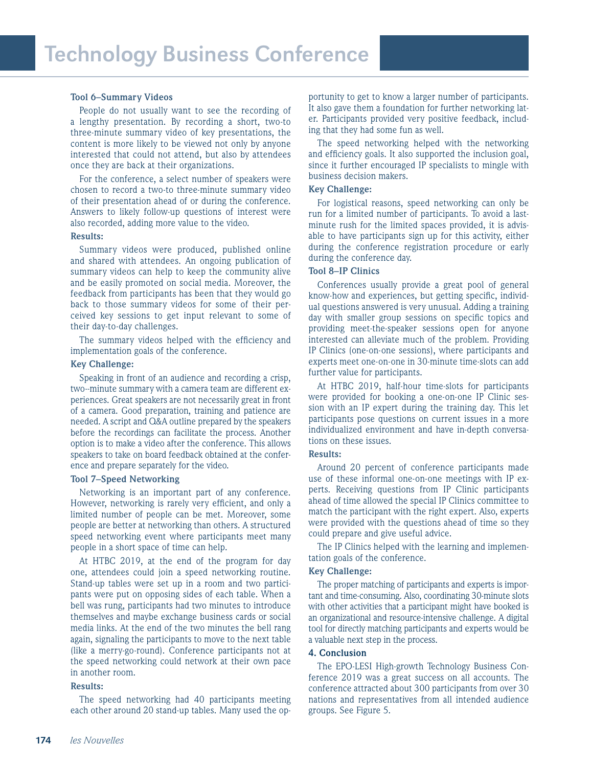#### Tool 6–Summary Videos

People do not usually want to see the recording of a lengthy presentation. By recording a short, two-to three-minute summary video of key presentations, the content is more likely to be viewed not only by anyone interested that could not attend, but also by attendees once they are back at their organizations.

For the conference, a select number of speakers were chosen to record a two-to three-minute summary video of their presentation ahead of or during the conference. Answers to likely follow-up questions of interest were also recorded, adding more value to the video.

**Results:**

Summary videos were produced, published online and shared with attendees. An ongoing publication of summary videos can help to keep the community alive and be easily promoted on social media. Moreover, the feedback from participants has been that they would go back to those summary videos for some of their perceived key sessions to get input relevant to some of their day-to-day challenges.

The summary videos helped with the efficiency and implementation goals of the conference.

**Key Challenge:**

Speaking in front of an audience and recording a crisp, two--minute summary with a camera team are different experiences. Great speakers are not necessarily great in front of a camera. Good preparation, training and patience are needed. A script and Q&A outline prepared by the speakers before the recordings can facilitate the process. Another option is to make a video after the conference. This allows speakers to take on board feedback obtained at the conference and prepare separately for the video.

#### Tool 7–Speed Networking

Networking is an important part of any conference. However, networking is rarely very efficient, and only a limited number of people can be met. Moreover, some people are better at networking than others. A structured speed networking event where participants meet many people in a short space of time can help.

At HTBC 2019, at the end of the program for day one, attendees could join a speed networking routine. Stand-up tables were set up in a room and two participants were put on opposing sides of each table. When a bell was rung, participants had two minutes to introduce themselves and maybe exchange business cards or social media links. At the end of the two minutes the bell rang again, signaling the participants to move to the next table (like a merry-go-round). Conference participants not at the speed networking could network at their own pace in another room.

**Results:**

The speed networking had 40 participants meeting each other around 20 stand-up tables. Many used the opportunity to get to know a larger number of participants. It also gave them a foundation for further networking later. Participants provided very positive feedback, including that they had some fun as well.

The speed networking helped with the networking and efficiency goals. It also supported the inclusion goal, since it further encouraged IP specialists to mingle with business decision makers.

**Key Challenge:**

For logistical reasons, speed networking can only be run for a limited number of participants. To avoid a last-minute rush for the limited spaces provided, it is advisable to have participants sign up for this activity, either during the conference registration procedure or early during the conference day.

#### Tool 8–IP Clinics

Conferences usually provide a great pool of general know-how and experiences, but getting specific, individual questions answered is very unusual. Adding a training day with smaller group sessions on specific topics and providing meet-the-speaker sessions open for anyone interested can alleviate much of the problem. Providing IP Clinics (one-on-one sessions), where participants and experts meet one-on-one in 30-minute time-slots can add further value for participants.

At HTBC 2019, half-hour time-slots for participants were provided for booking a one-on-one IP Clinic session with an IP expert during the training day. This let participants pose questions on current issues in a more individualized environment and have in-depth conversations on these issues.

**Results:**

Around 20 percent of conference participants made use of these informal one-on-one meetings with IP experts. Receiving questions from IP Clinic participants ahead of time allowed the special IP Clinics committee to match the participant with the right expert. Also, experts were provided with the questions ahead of time so they could prepare and give useful advice.

The IP Clinics helped with the learning and implementation goals of the conference.

**Key Challenge:**

The proper matching of participants and experts is important and time-consuming. Also, coordinating 30-minute slots with other activities that a participant might have booked is an organizational and resource-intensive challenge. A digital tool for directly matching participants and experts would be a valuable next step in the process.

### 4. Conclusion

The EPO-LESI High-growth Technology Business Conference 2019 was a great success on all accounts. The conference attracted about 300 participants from over 30 nations and representatives from all intended audience groups. See Figure 5.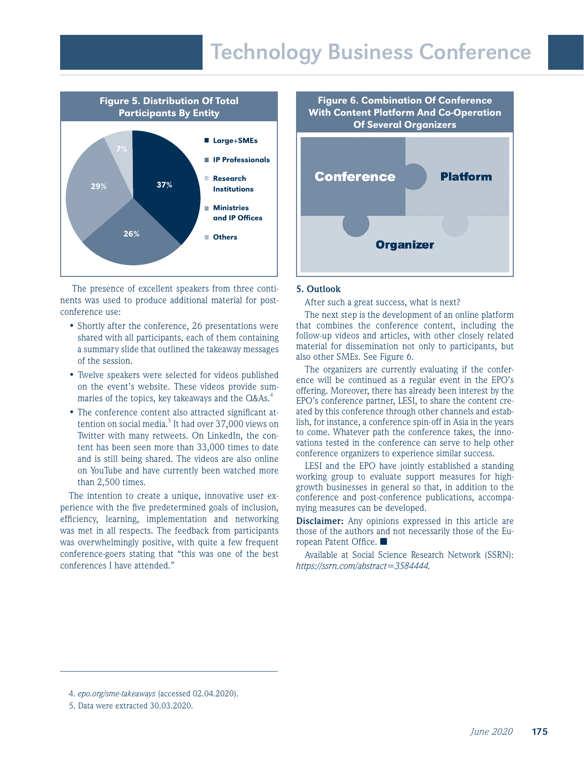**Figure 5. Distribution Of Total Participants By Entity**

37%
26%
29%
7%

Large+SMEs
IP Professionals
Research Institutions
Ministries and IP Offices
Others

The presence of excellent speakers from three continents was used to produce additional material for post-conference use:

- Shortly after the conference, 26 presentations were shared with all participants, each of them containing a summary slide that outlined the takeaway messages of the session.
- Twelve speakers were selected for videos published on the event's website. These videos provide summaries of the topics, key takeaways and the Q&As.[4]
- The conference content also attracted significant attention on social media.[5] It had over 37,000 views on Twitter with many retweets. On LinkedIn, the content has been seen more than 33,000 times to date and is still being shared. The videos are also online on YouTube and have currently been watched more than 2,500 times.

The intention to create a unique, innovative user experience with the five predetermined goals of inclusion, efficiency, learning, implementation and networking was met in all respects. The feedback from participants was overwhelmingly positive, with quite a few frequent conference-goers stating that "this was one of the best conferences I have attended."

**Figure 6. Combination Of Conference With Content Platform And Co-Operation Of Several Organizers**

Conference
Platform
Organizer

## 5. Outlook

After such a great success, what is next?

The next step is the development of an online platform that combines the conference content, including the follow-up videos and articles, with other closely related material for dissemination not only to participants, but also other SMEs. See Figure 6.

The organizers are currently evaluating if the conference will be continued as a regular event in the EPO's offering. Moreover, there has already been interest by the EPO's conference partner, LESI, to share the content created by this conference through other channels and establish, for instance, a conference spin-off in Asia in the years to come. Whatever path the conference takes, the innovations tested in the conference can serve to help other conference organizers to experience similar success.

LESI and the EPO have jointly established a standing working group to evaluate support measures for high-growth businesses in general so that, in addition to the conference and post-conference publications, accompanying measures can be developed.

**Disclaimer:** Any opinions expressed in this article are those of the authors and not necessarily those of the European Patent Office. ■

Available at Social Science Research Network (SSRN): *https://ssrn.com/abstract=3584444.*

---

4. *epo.org/sme-takeaways* (accessed 02.04.2020).

5. Data were extracted 30.03.2020.